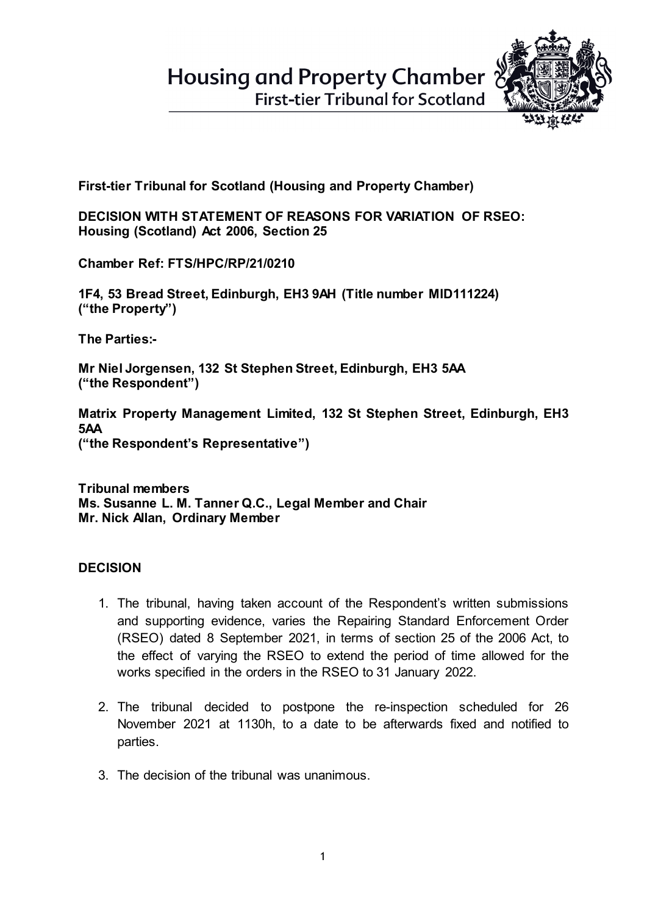Housing and Property Chamber
First-tier Tribunal for Scotland

**First-tier Tribunal for Scotland (Housing and Property Chamber)**

**DECISION WITH STATEMENT OF REASONS FOR VARIATION OF RSEO: Housing (Scotland) Act 2006, Section 25**

**Chamber Ref: FTS/HPC/RP/21/0210**

**1F4, 53 Bread Street, Edinburgh, EH3 9AH (Title number MID111224) ("the Property")**

**The Parties:-**

**Mr Niel Jorgensen, 132 St Stephen Street, Edinburgh, EH3 5AA ("the Respondent")**

**Matrix Property Management Limited, 132 St Stephen Street, Edinburgh, EH3 5AA ("the Respondent's Representative")**

**Tribunal members**
**Ms. Susanne L. M. Tanner Q.C., Legal Member and Chair**
**Mr. Nick Allan, Ordinary Member**

**DECISION**

1. The tribunal, having taken account of the Respondent's written submissions and supporting evidence, varies the Repairing Standard Enforcement Order (RSEO) dated 8 September 2021, in terms of section 25 of the 2006 Act, to the effect of varying the RSEO to extend the period of time allowed for the works specified in the orders in the RSEO to 31 January 2022.

2. The tribunal decided to postpone the re-inspection scheduled for 26 November 2021 at 1130h, to a date to be afterwards fixed and notified to parties.

3. The decision of the tribunal was unanimous.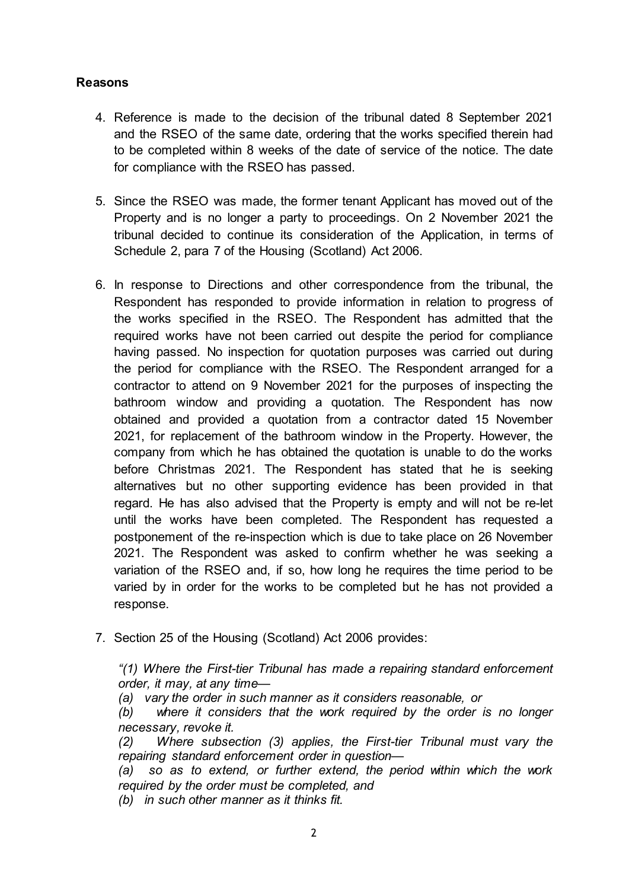**Reasons**

4. Reference is made to the decision of the tribunal dated 8 September 2021 and the RSEO of the same date, ordering that the works specified therein had to be completed within 8 weeks of the date of service of the notice. The date for compliance with the RSEO has passed.

5. Since the RSEO was made, the former tenant Applicant has moved out of the Property and is no longer a party to proceedings. On 2 November 2021 the tribunal decided to continue its consideration of the Application, in terms of Schedule 2, para 7 of the Housing (Scotland) Act 2006.

6. In response to Directions and other correspondence from the tribunal, the Respondent has responded to provide information in relation to progress of the works specified in the RSEO. The Respondent has admitted that the required works have not been carried out despite the period for compliance having passed. No inspection for quotation purposes was carried out during the period for compliance with the RSEO. The Respondent arranged for a contractor to attend on 9 November 2021 for the purposes of inspecting the bathroom window and providing a quotation. The Respondent has now obtained and provided a quotation from a contractor dated 15 November 2021, for replacement of the bathroom window in the Property. However, the company from which he has obtained the quotation is unable to do the works before Christmas 2021. The Respondent has stated that he is seeking alternatives but no other supporting evidence has been provided in that regard. He has also advised that the Property is empty and will not be re-let until the works have been completed. The Respondent has requested a postponement of the re-inspection which is due to take place on 26 November 2021. The Respondent was asked to confirm whether he was seeking a variation of the RSEO and, if so, how long he requires the time period to be varied by in order for the works to be completed but he has not provided a response.

7. Section 25 of the Housing (Scotland) Act 2006 provides:

   *"(1) Where the First-tier Tribunal has made a repairing standard enforcement order, it may, at any time—*
   *(a) vary the order in such manner as it considers reasonable, or*
   *(b) where it considers that the work required by the order is no longer necessary, revoke it.*
   *(2) Where subsection (3) applies, the First-tier Tribunal must vary the repairing standard enforcement order in question—*
   *(a) so as to extend, or further extend, the period within which the work required by the order must be completed, and*
   *(b) in such other manner as it thinks fit.*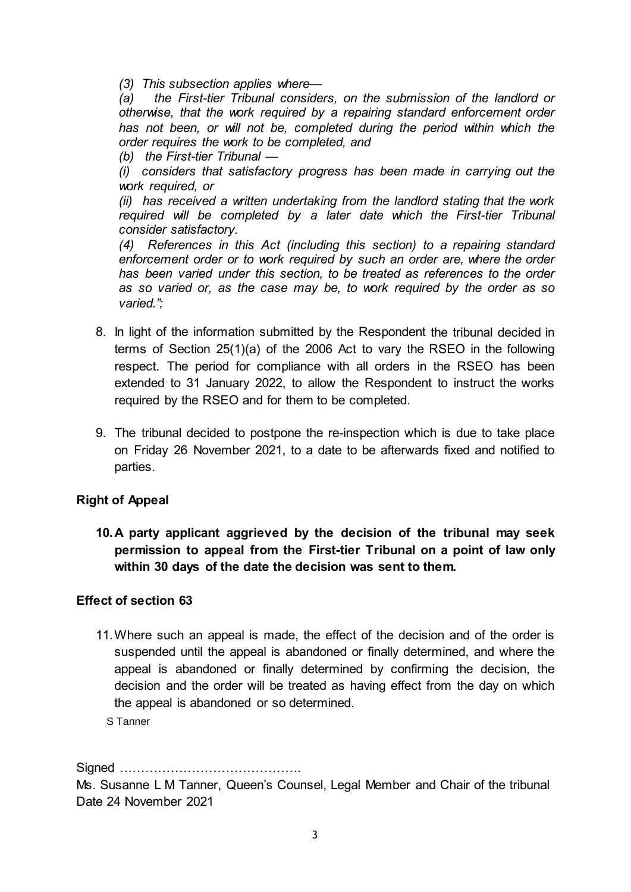*(3) This subsection applies where—*

*(a) the First-tier Tribunal considers, on the submission of the landlord or otherwise, that the work required by a repairing standard enforcement order has not been, or will not be, completed during the period within which the order requires the work to be completed, and*

*(b) the First-tier Tribunal —*

*(i) considers that satisfactory progress has been made in carrying out the work required, or*

*(ii) has received a written undertaking from the landlord stating that the work required will be completed by a later date which the First-tier Tribunal consider satisfactory.*

*(4) References in this Act (including this section) to a repairing standard enforcement order or to work required by such an order are, where the order has been varied under this section, to be treated as references to the order as so varied or, as the case may be, to work required by the order as so varied.";*

8. In light of the information submitted by the Respondent the tribunal decided in terms of Section 25(1)(a) of the 2006 Act to vary the RSEO in the following respect. The period for compliance with all orders in the RSEO has been extended to 31 January 2022, to allow the Respondent to instruct the works required by the RSEO and for them to be completed.

9. The tribunal decided to postpone the re-inspection which is due to take place on Friday 26 November 2021, to a date to be afterwards fixed and notified to parties.

**Right of Appeal**

10. **A party applicant aggrieved by the decision of the tribunal may seek permission to appeal from the First-tier Tribunal on a point of law only within 30 days of the date the decision was sent to them.**

**Effect of section 63**

11. Where such an appeal is made, the effect of the decision and of the order is suspended until the appeal is abandoned or finally determined, and where the appeal is abandoned or finally determined by confirming the decision, the decision and the order will be treated as having effect from the day on which the appeal is abandoned or so determined.

S Tanner

Signed …………………………………….

Ms. Susanne L M Tanner, Queen's Counsel, Legal Member and Chair of the tribunal
Date 24 November 2021